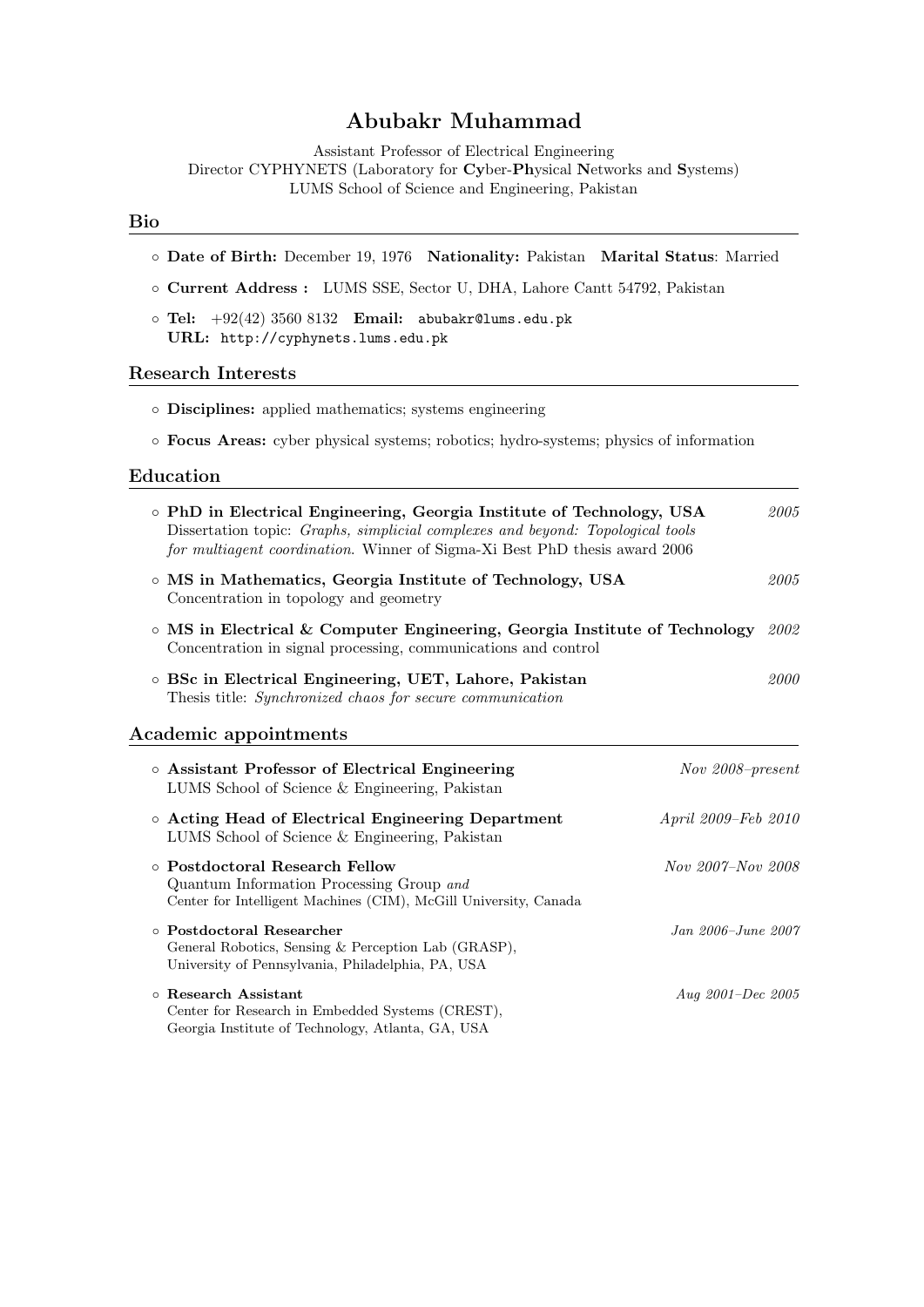# Abubakr Muhammad

Assistant Professor of Electrical Engineering
Director CYPHYNETS (Laboratory for **Cy**ber-**Ph**ysical **N**etworks and **S**ystems)
LUMS School of Science and Engineering, Pakistan

## Bio

- **Date of Birth:** December 19, 1976 **Nationality:** Pakistan **Marital Status**: Married
- **Current Address :** LUMS SSE, Sector U, DHA, Lahore Cantt 54792, Pakistan
- **Tel:** +92(42) 3560 8132 **Email:** abubakr@lums.edu.pk
  **URL:** http://cyphynets.lums.edu.pk

## Research Interests

- **Disciplines:** applied mathematics; systems engineering
- **Focus Areas:** cyber physical systems; robotics; hydro-systems; physics of information

## Education

- **PhD in Electrical Engineering, Georgia Institute of Technology, USA** *2005*
  Dissertation topic: *Graphs, simplicial complexes and beyond: Topological tools for multiagent coordination.* Winner of Sigma-Xi Best PhD thesis award 2006
- **MS in Mathematics, Georgia Institute of Technology, USA** *2005*
  Concentration in topology and geometry
- **MS in Electrical & Computer Engineering, Georgia Institute of Technology** *2002*
  Concentration in signal processing, communications and control
- **BSc in Electrical Engineering, UET, Lahore, Pakistan** *2000*
  Thesis title: *Synchronized chaos for secure communication*

## Academic appointments

- **Assistant Professor of Electrical Engineering** *Nov 2008–present*
  LUMS School of Science & Engineering, Pakistan
- **Acting Head of Electrical Engineering Department** *April 2009–Feb 2010*
  LUMS School of Science & Engineering, Pakistan
- **Postdoctoral Research Fellow** *Nov 2007–Nov 2008*
  Quantum Information Processing Group *and*
  Center for Intelligent Machines (CIM), McGill University, Canada
- **Postdoctoral Researcher** *Jan 2006–June 2007*
  General Robotics, Sensing & Perception Lab (GRASP),
  University of Pennsylvania, Philadelphia, PA, USA
- **Research Assistant** *Aug 2001–Dec 2005*
  Center for Research in Embedded Systems (CREST),
  Georgia Institute of Technology, Atlanta, GA, USA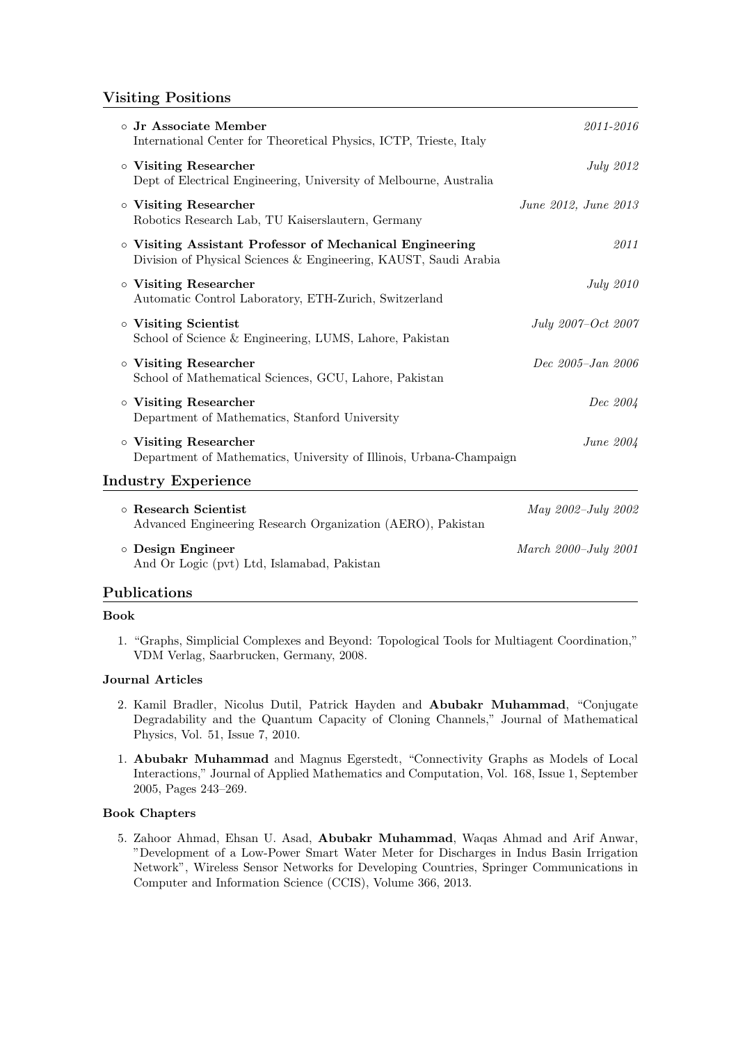## Visiting Positions

- **Jr Associate Member** *2011-2016*
  International Center for Theoretical Physics, ICTP, Trieste, Italy

- **Visiting Researcher** *July 2012*
  Dept of Electrical Engineering, University of Melbourne, Australia

- **Visiting Researcher** *June 2012, June 2013*
  Robotics Research Lab, TU Kaiserslautern, Germany

- **Visiting Assistant Professor of Mechanical Engineering** *2011*
  Division of Physical Sciences & Engineering, KAUST, Saudi Arabia

- **Visiting Researcher** *July 2010*
  Automatic Control Laboratory, ETH-Zurich, Switzerland

- **Visiting Scientist** *July 2007–Oct 2007*
  School of Science & Engineering, LUMS, Lahore, Pakistan

- **Visiting Researcher** *Dec 2005–Jan 2006*
  School of Mathematical Sciences, GCU, Lahore, Pakistan

- **Visiting Researcher** *Dec 2004*
  Department of Mathematics, Stanford University

- **Visiting Researcher** *June 2004*
  Department of Mathematics, University of Illinois, Urbana-Champaign

## Industry Experience

- **Research Scientist** *May 2002–July 2002*
  Advanced Engineering Research Organization (AERO), Pakistan

- **Design Engineer** *March 2000–July 2001*
  And Or Logic (pvt) Ltd, Islamabad, Pakistan

## Publications

### Book

1. "Graphs, Simplicial Complexes and Beyond: Topological Tools for Multiagent Coordination," VDM Verlag, Saarbrucken, Germany, 2008.

### Journal Articles

2. Kamil Bradler, Nicolus Dutil, Patrick Hayden and **Abubakr Muhammad**, "Conjugate Degradability and the Quantum Capacity of Cloning Channels," Journal of Mathematical Physics, Vol. 51, Issue 7, 2010.

1. **Abubakr Muhammad** and Magnus Egerstedt, "Connectivity Graphs as Models of Local Interactions," Journal of Applied Mathematics and Computation, Vol. 168, Issue 1, September 2005, Pages 243–269.

### Book Chapters

5. Zahoor Ahmad, Ehsan U. Asad, **Abubakr Muhammad**, Waqas Ahmad and Arif Anwar, "Development of a Low-Power Smart Water Meter for Discharges in Indus Basin Irrigation Network", Wireless Sensor Networks for Developing Countries, Springer Communications in Computer and Information Science (CCIS), Volume 366, 2013.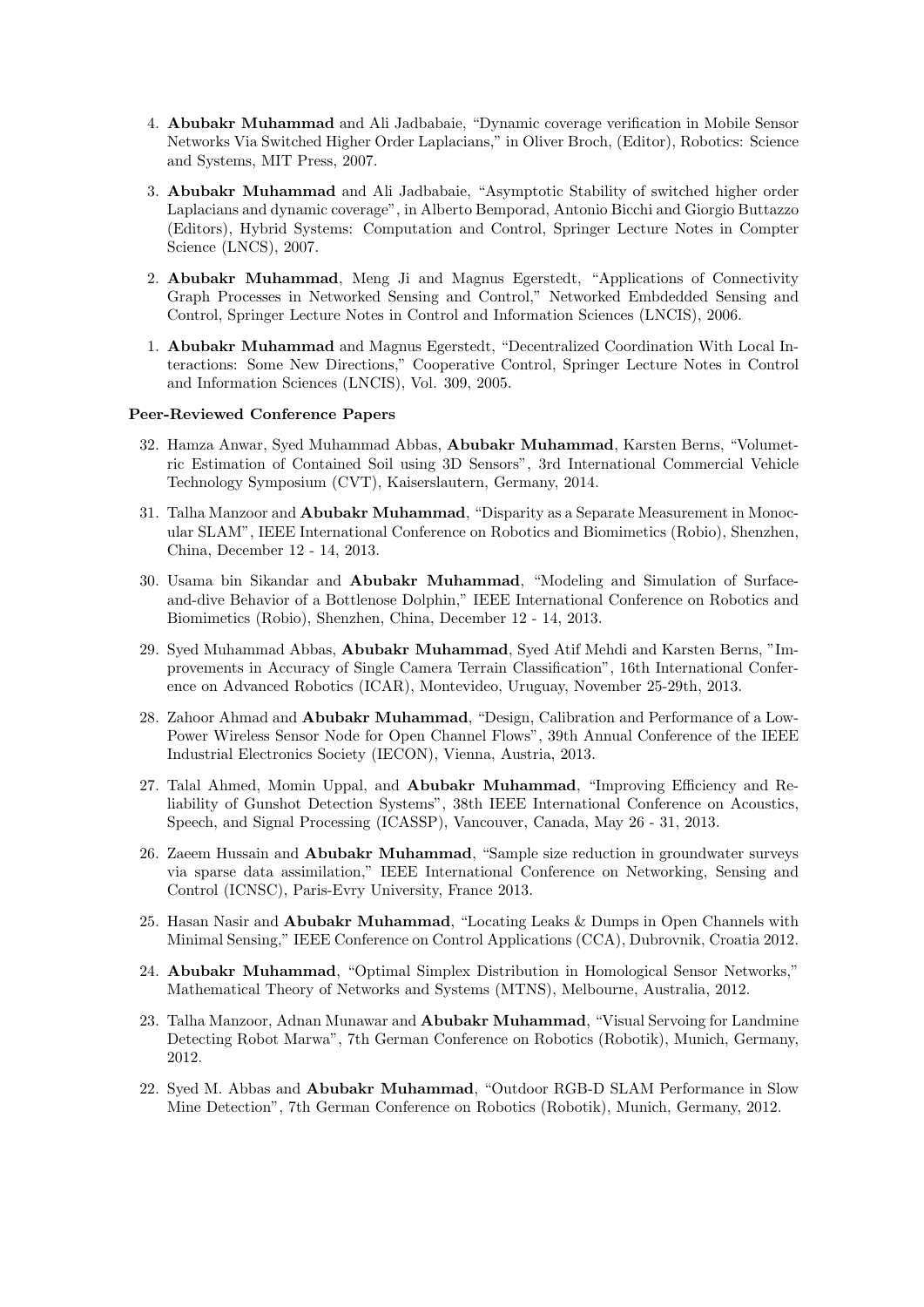4. **Abubakr Muhammad** and Ali Jadbabaie, "Dynamic coverage verification in Mobile Sensor Networks Via Switched Higher Order Laplacians," in Oliver Broch, (Editor), Robotics: Science and Systems, MIT Press, 2007.

3. **Abubakr Muhammad** and Ali Jadbabaie, "Asymptotic Stability of switched higher order Laplacians and dynamic coverage", in Alberto Bemporad, Antonio Bicchi and Giorgio Buttazzo (Editors), Hybrid Systems: Computation and Control, Springer Lecture Notes in Compter Science (LNCS), 2007.

2. **Abubakr Muhammad**, Meng Ji and Magnus Egerstedt, "Applications of Connectivity Graph Processes in Networked Sensing and Control," Networked Embdedded Sensing and Control, Springer Lecture Notes in Control and Information Sciences (LNCIS), 2006.

1. **Abubakr Muhammad** and Magnus Egerstedt, "Decentralized Coordination With Local Interactions: Some New Directions," Cooperative Control, Springer Lecture Notes in Control and Information Sciences (LNCIS), Vol. 309, 2005.

### Peer-Reviewed Conference Papers

32. Hamza Anwar, Syed Muhammad Abbas, **Abubakr Muhammad**, Karsten Berns, "Volumetric Estimation of Contained Soil using 3D Sensors", 3rd International Commercial Vehicle Technology Symposium (CVT), Kaiserslautern, Germany, 2014.

31. Talha Manzoor and **Abubakr Muhammad**, "Disparity as a Separate Measurement in Monocular SLAM", IEEE International Conference on Robotics and Biomimetics (Robio), Shenzhen, China, December 12 - 14, 2013.

30. Usama bin Sikandar and **Abubakr Muhammad**, "Modeling and Simulation of Surface-and-dive Behavior of a Bottlenose Dolphin," IEEE International Conference on Robotics and Biomimetics (Robio), Shenzhen, China, December 12 - 14, 2013.

29. Syed Muhammad Abbas, **Abubakr Muhammad**, Syed Atif Mehdi and Karsten Berns, "Improvements in Accuracy of Single Camera Terrain Classification", 16th International Conference on Advanced Robotics (ICAR), Montevideo, Uruguay, November 25-29th, 2013.

28. Zahoor Ahmad and **Abubakr Muhammad**, "Design, Calibration and Performance of a Low-Power Wireless Sensor Node for Open Channel Flows", 39th Annual Conference of the IEEE Industrial Electronics Society (IECON), Vienna, Austria, 2013.

27. Talal Ahmed, Momin Uppal, and **Abubakr Muhammad**, "Improving Efficiency and Reliability of Gunshot Detection Systems", 38th IEEE International Conference on Acoustics, Speech, and Signal Processing (ICASSP), Vancouver, Canada, May 26 - 31, 2013.

26. Zaeem Hussain and **Abubakr Muhammad**, "Sample size reduction in groundwater surveys via sparse data assimilation," IEEE International Conference on Networking, Sensing and Control (ICNSC), Paris-Evry University, France 2013.

25. Hasan Nasir and **Abubakr Muhammad**, "Locating Leaks & Dumps in Open Channels with Minimal Sensing," IEEE Conference on Control Applications (CCA), Dubrovnik, Croatia 2012.

24. **Abubakr Muhammad**, "Optimal Simplex Distribution in Homological Sensor Networks," Mathematical Theory of Networks and Systems (MTNS), Melbourne, Australia, 2012.

23. Talha Manzoor, Adnan Munawar and **Abubakr Muhammad**, "Visual Servoing for Landmine Detecting Robot Marwa", 7th German Conference on Robotics (Robotik), Munich, Germany, 2012.

22. Syed M. Abbas and **Abubakr Muhammad**, "Outdoor RGB-D SLAM Performance in Slow Mine Detection", 7th German Conference on Robotics (Robotik), Munich, Germany, 2012.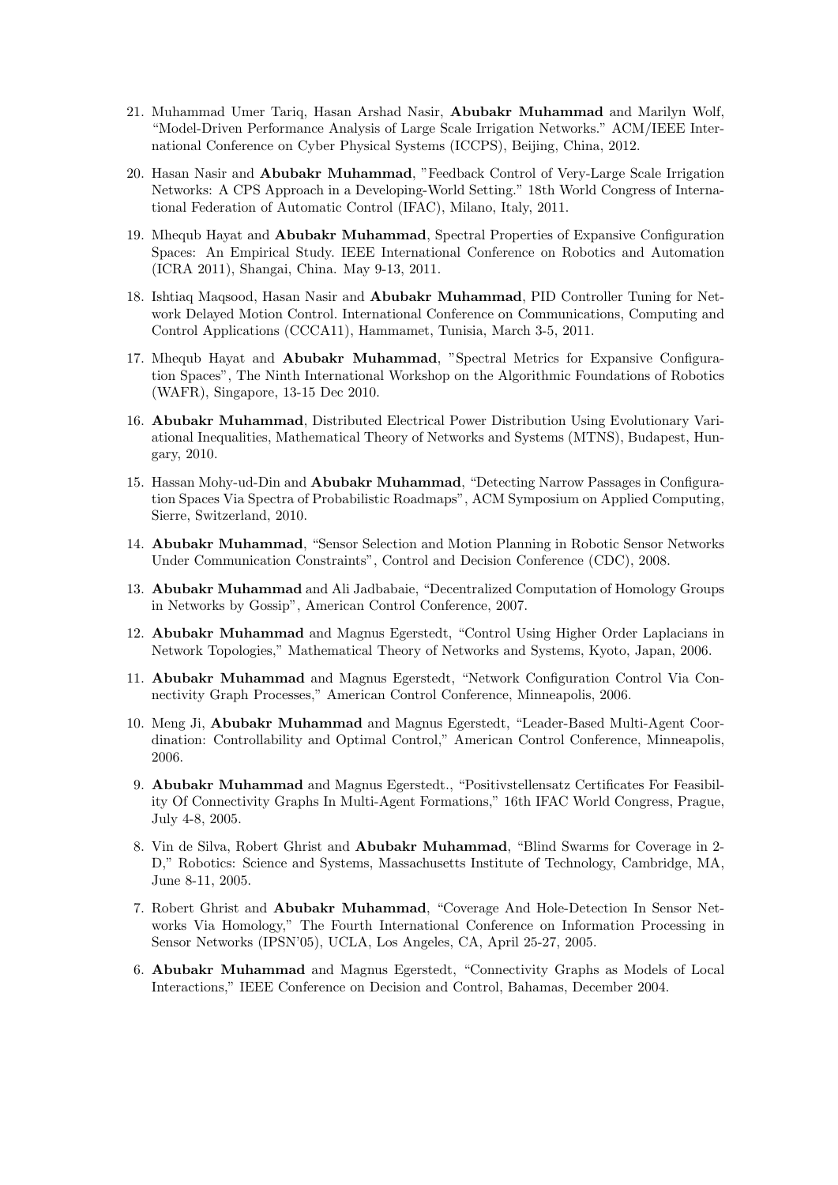21. Muhammad Umer Tariq, Hasan Arshad Nasir, **Abubakr Muhammad** and Marilyn Wolf, "Model-Driven Performance Analysis of Large Scale Irrigation Networks." ACM/IEEE International Conference on Cyber Physical Systems (ICCPS), Beijing, China, 2012.

20. Hasan Nasir and **Abubakr Muhammad**, "Feedback Control of Very-Large Scale Irrigation Networks: A CPS Approach in a Developing-World Setting." 18th World Congress of International Federation of Automatic Control (IFAC), Milano, Italy, 2011.

19. Mhequb Hayat and **Abubakr Muhammad**, Spectral Properties of Expansive Configuration Spaces: An Empirical Study. IEEE International Conference on Robotics and Automation (ICRA 2011), Shangai, China. May 9-13, 2011.

18. Ishtiaq Maqsood, Hasan Nasir and **Abubakr Muhammad**, PID Controller Tuning for Network Delayed Motion Control. International Conference on Communications, Computing and Control Applications (CCCA11), Hammamet, Tunisia, March 3-5, 2011.

17. Mhequb Hayat and **Abubakr Muhammad**, "Spectral Metrics for Expansive Configuration Spaces", The Ninth International Workshop on the Algorithmic Foundations of Robotics (WAFR), Singapore, 13-15 Dec 2010.

16. **Abubakr Muhammad**, Distributed Electrical Power Distribution Using Evolutionary Variational Inequalities, Mathematical Theory of Networks and Systems (MTNS), Budapest, Hungary, 2010.

15. Hassan Mohy-ud-Din and **Abubakr Muhammad**, "Detecting Narrow Passages in Configuration Spaces Via Spectra of Probabilistic Roadmaps", ACM Symposium on Applied Computing, Sierre, Switzerland, 2010.

14. **Abubakr Muhammad**, "Sensor Selection and Motion Planning in Robotic Sensor Networks Under Communication Constraints", Control and Decision Conference (CDC), 2008.

13. **Abubakr Muhammad** and Ali Jadbabaie, "Decentralized Computation of Homology Groups in Networks by Gossip", American Control Conference, 2007.

12. **Abubakr Muhammad** and Magnus Egerstedt, "Control Using Higher Order Laplacians in Network Topologies," Mathematical Theory of Networks and Systems, Kyoto, Japan, 2006.

11. **Abubakr Muhammad** and Magnus Egerstedt, "Network Configuration Control Via Connectivity Graph Processes," American Control Conference, Minneapolis, 2006.

10. Meng Ji, **Abubakr Muhammad** and Magnus Egerstedt, "Leader-Based Multi-Agent Coordination: Controllability and Optimal Control," American Control Conference, Minneapolis, 2006.

9. **Abubakr Muhammad** and Magnus Egerstedt., "Positivstellensatz Certificates For Feasibility Of Connectivity Graphs In Multi-Agent Formations," 16th IFAC World Congress, Prague, July 4-8, 2005.

8. Vin de Silva, Robert Ghrist and **Abubakr Muhammad**, "Blind Swarms for Coverage in 2-D," Robotics: Science and Systems, Massachusetts Institute of Technology, Cambridge, MA, June 8-11, 2005.

7. Robert Ghrist and **Abubakr Muhammad**, "Coverage And Hole-Detection In Sensor Networks Via Homology," The Fourth International Conference on Information Processing in Sensor Networks (IPSN'05), UCLA, Los Angeles, CA, April 25-27, 2005.

6. **Abubakr Muhammad** and Magnus Egerstedt, "Connectivity Graphs as Models of Local Interactions," IEEE Conference on Decision and Control, Bahamas, December 2004.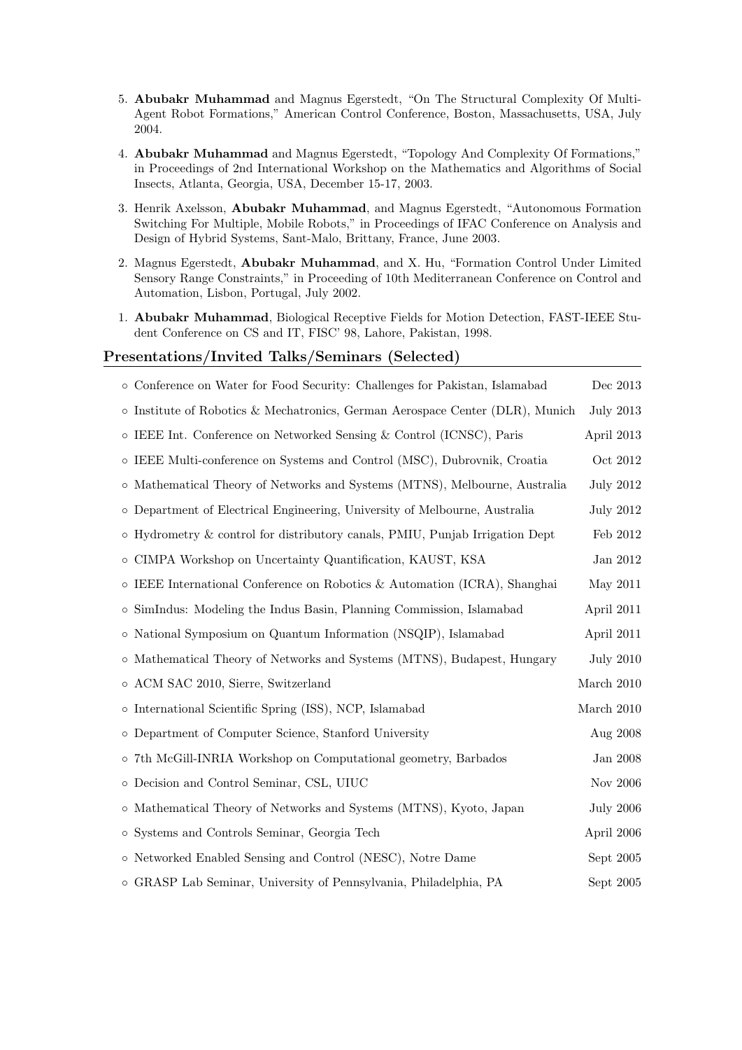5. **Abubakr Muhammad** and Magnus Egerstedt, "On The Structural Complexity Of Multi-Agent Robot Formations," American Control Conference, Boston, Massachusetts, USA, July 2004.

4. **Abubakr Muhammad** and Magnus Egerstedt, "Topology And Complexity Of Formations," in Proceedings of 2nd International Workshop on the Mathematics and Algorithms of Social Insects, Atlanta, Georgia, USA, December 15-17, 2003.

3. Henrik Axelsson, **Abubakr Muhammad**, and Magnus Egerstedt, "Autonomous Formation Switching For Multiple, Mobile Robots," in Proceedings of IFAC Conference on Analysis and Design of Hybrid Systems, Sant-Malo, Brittany, France, June 2003.

2. Magnus Egerstedt, **Abubakr Muhammad**, and X. Hu, "Formation Control Under Limited Sensory Range Constraints," in Proceeding of 10th Mediterranean Conference on Control and Automation, Lisbon, Portugal, July 2002.

1. **Abubakr Muhammad**, Biological Receptive Fields for Motion Detection, FAST-IEEE Student Conference on CS and IT, FISC' 98, Lahore, Pakistan, 1998.

## Presentations/Invited Talks/Seminars (Selected)

- Conference on Water for Food Security: Challenges for Pakistan, Islamabad — Dec 2013
- Institute of Robotics & Mechatronics, German Aerospace Center (DLR), Munich — July 2013
- IEEE Int. Conference on Networked Sensing & Control (ICNSC), Paris — April 2013
- IEEE Multi-conference on Systems and Control (MSC), Dubrovnik, Croatia — Oct 2012
- Mathematical Theory of Networks and Systems (MTNS), Melbourne, Australia — July 2012
- Department of Electrical Engineering, University of Melbourne, Australia — July 2012
- Hydrometry & control for distributory canals, PMIU, Punjab Irrigation Dept — Feb 2012
- CIMPA Workshop on Uncertainty Quantification, KAUST, KSA — Jan 2012
- IEEE International Conference on Robotics & Automation (ICRA), Shanghai — May 2011
- SimIndus: Modeling the Indus Basin, Planning Commission, Islamabad — April 2011
- National Symposium on Quantum Information (NSQIP), Islamabad — April 2011
- Mathematical Theory of Networks and Systems (MTNS), Budapest, Hungary — July 2010
- ACM SAC 2010, Sierre, Switzerland — March 2010
- International Scientific Spring (ISS), NCP, Islamabad — March 2010
- Department of Computer Science, Stanford University — Aug 2008
- 7th McGill-INRIA Workshop on Computational geometry, Barbados — Jan 2008
- Decision and Control Seminar, CSL, UIUC — Nov 2006
- Mathematical Theory of Networks and Systems (MTNS), Kyoto, Japan — July 2006
- Systems and Controls Seminar, Georgia Tech — April 2006
- Networked Enabled Sensing and Control (NESC), Notre Dame — Sept 2005
- GRASP Lab Seminar, University of Pennsylvania, Philadelphia, PA — Sept 2005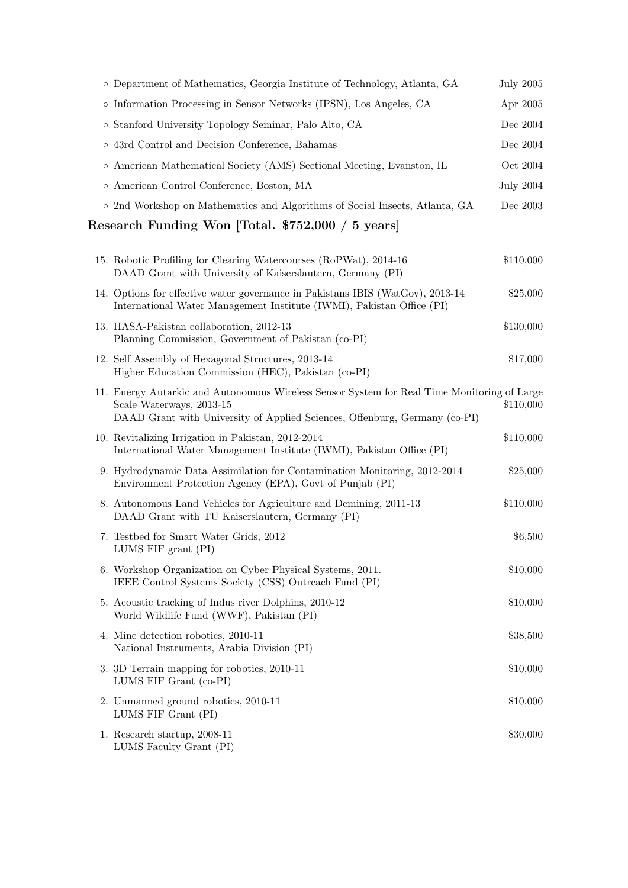- Department of Mathematics, Georgia Institute of Technology, Atlanta, GA — July 2005
- Information Processing in Sensor Networks (IPSN), Los Angeles, CA — Apr 2005
- Stanford University Topology Seminar, Palo Alto, CA — Dec 2004
- 43rd Control and Decision Conference, Bahamas — Dec 2004
- American Mathematical Society (AMS) Sectional Meeting, Evanston, IL — Oct 2004
- American Control Conference, Boston, MA — July 2004
- 2nd Workshop on Mathematics and Algorithms of Social Insects, Atlanta, GA — Dec 2003

## Research Funding Won [Total. $752,000 / 5 years]

15. Robotic Profiling for Clearing Watercourses (RoPWat), 2014-16 — $110,000
    DAAD Grant with University of Kaiserslautern, Germany (PI)
14. Options for effective water governance in Pakistans IBIS (WatGov), 2013-14 — $25,000
    International Water Management Institute (IWMI), Pakistan Office (PI)
13. IIASA-Pakistan collaboration, 2012-13 — $130,000
    Planning Commission, Government of Pakistan (co-PI)
12. Self Assembly of Hexagonal Structures, 2013-14 — $17,000
    Higher Education Commission (HEC), Pakistan (co-PI)
11. Energy Autarkic and Autonomous Wireless Sensor System for Real Time Monitoring of Large Scale Waterways, 2013-15 — $110,000
    DAAD Grant with University of Applied Sciences, Offenburg, Germany (co-PI)
10. Revitalizing Irrigation in Pakistan, 2012-2014 — $110,000
    International Water Management Institute (IWMI), Pakistan Office (PI)
9. Hydrodynamic Data Assimilation for Contamination Monitoring, 2012-2014 — $25,000
    Environment Protection Agency (EPA), Govt of Punjab (PI)
8. Autonomous Land Vehicles for Agriculture and Demining, 2011-13 — $110,000
    DAAD Grant with TU Kaiserslautern, Germany (PI)
7. Testbed for Smart Water Grids, 2012 — $6,500
    LUMS FIF grant (PI)
6. Workshop Organization on Cyber Physical Systems, 2011. — $10,000
    IEEE Control Systems Society (CSS) Outreach Fund (PI)
5. Acoustic tracking of Indus river Dolphins, 2010-12 — $10,000
    World Wildlife Fund (WWF), Pakistan (PI)
4. Mine detection robotics, 2010-11 — $38,500
    National Instruments, Arabia Division (PI)
3. 3D Terrain mapping for robotics, 2010-11 — $10,000
    LUMS FIF Grant (co-PI)
2. Unmanned ground robotics, 2010-11 — $10,000
    LUMS FIF Grant (PI)
1. Research startup, 2008-11 — $30,000
    LUMS Faculty Grant (PI)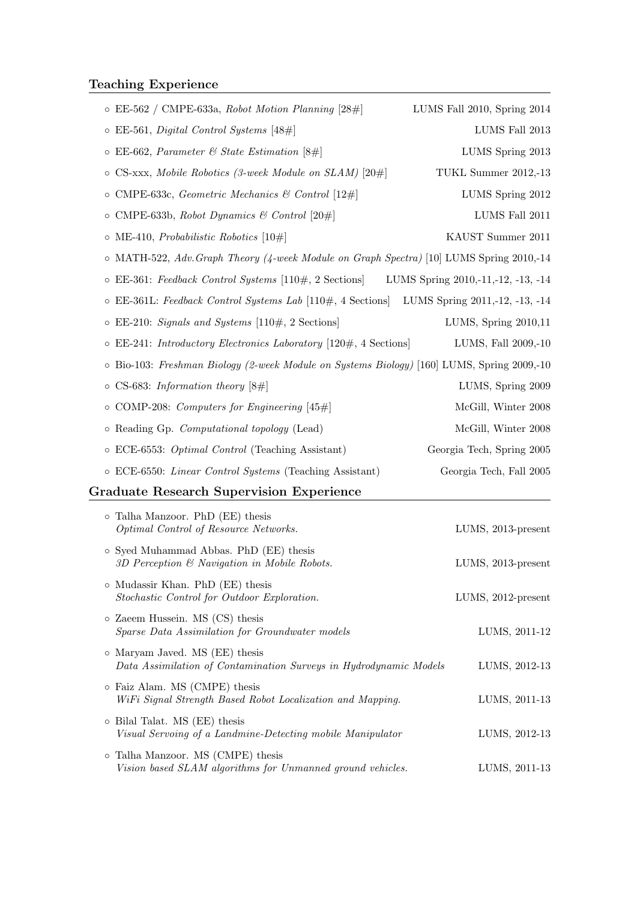## Teaching Experience

- EE-562 / CMPE-633a, *Robot Motion Planning* [28#] — LUMS Fall 2010, Spring 2014
- EE-561, *Digital Control Systems* [48#] — LUMS Fall 2013
- EE-662, *Parameter & State Estimation* [8#] — LUMS Spring 2013
- CS-xxx, *Mobile Robotics (3-week Module on SLAM)* [20#] — TUKL Summer 2012,-13
- CMPE-633c, *Geometric Mechanics & Control* [12#] — LUMS Spring 2012
- CMPE-633b, *Robot Dynamics & Control* [20#] — LUMS Fall 2011
- ME-410, *Probabilistic Robotics* [10#] — KAUST Summer 2011
- MATH-522, *Adv.Graph Theory (4-week Module on Graph Spectra)* [10] LUMS Spring 2010,-14
- EE-361: *Feedback Control Systems* [110#, 2 Sections] — LUMS Spring 2010,-11,-12, -13, -14
- EE-361L: *Feedback Control Systems Lab* [110#, 4 Sections] — LUMS Spring 2011,-12, -13, -14
- EE-210: *Signals and Systems* [110#, 2 Sections] — LUMS, Spring 2010,11
- EE-241: *Introductory Electronics Laboratory* [120#, 4 Sections] — LUMS, Fall 2009,-10
- Bio-103: *Freshman Biology (2-week Module on Systems Biology)* [160] LUMS, Spring 2009,-10
- CS-683: *Information theory* [8#] — LUMS, Spring 2009
- COMP-208: *Computers for Engineering* [45#] — McGill, Winter 2008
- Reading Gp. *Computational topology* (Lead) — McGill, Winter 2008
- ECE-6553: *Optimal Control* (Teaching Assistant) — Georgia Tech, Spring 2005
- ECE-6550: *Linear Control Systems* (Teaching Assistant) — Georgia Tech, Fall 2005

## Graduate Research Supervision Experience

- Talha Manzoor. PhD (EE) thesis
  *Optimal Control of Resource Networks.* — LUMS, 2013-present
- Syed Muhammad Abbas. PhD (EE) thesis
  *3D Perception & Navigation in Mobile Robots.* — LUMS, 2013-present
- Mudassir Khan. PhD (EE) thesis
  *Stochastic Control for Outdoor Exploration.* — LUMS, 2012-present
- Zaeem Hussein. MS (CS) thesis
  *Sparse Data Assimilation for Groundwater models* — LUMS, 2011-12
- Maryam Javed. MS (EE) thesis
  *Data Assimilation of Contamination Surveys in Hydrodynamic Models* — LUMS, 2012-13
- Faiz Alam. MS (CMPE) thesis
  *WiFi Signal Strength Based Robot Localization and Mapping.* — LUMS, 2011-13
- Bilal Talat. MS (EE) thesis
  *Visual Servoing of a Landmine-Detecting mobile Manipulator* — LUMS, 2012-13
- Talha Manzoor. MS (CMPE) thesis
  *Vision based SLAM algorithms for Unmanned ground vehicles.* — LUMS, 2011-13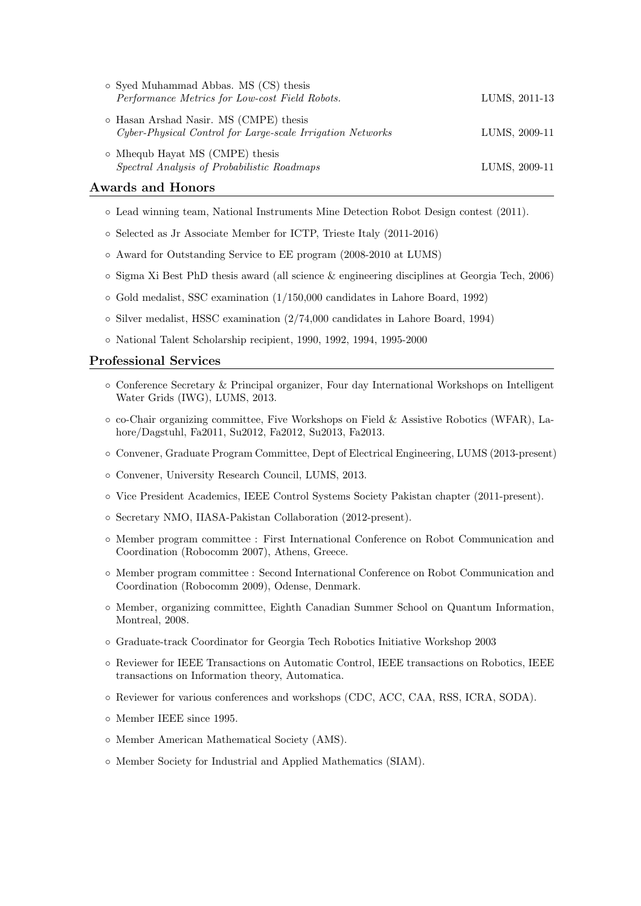- Syed Muhammad Abbas. MS (CS) thesis
  *Performance Metrics for Low-cost Field Robots.* LUMS, 2011-13
- Hasan Arshad Nasir. MS (CMPE) thesis
  *Cyber-Physical Control for Large-scale Irrigation Networks* LUMS, 2009-11
- Mhequb Hayat MS (CMPE) thesis
  *Spectral Analysis of Probabilistic Roadmaps* LUMS, 2009-11

## Awards and Honors

- Lead winning team, National Instruments Mine Detection Robot Design contest (2011).
- Selected as Jr Associate Member for ICTP, Trieste Italy (2011-2016)
- Award for Outstanding Service to EE program (2008-2010 at LUMS)
- Sigma Xi Best PhD thesis award (all science & engineering disciplines at Georgia Tech, 2006)
- Gold medalist, SSC examination (1/150,000 candidates in Lahore Board, 1992)
- Silver medalist, HSSC examination (2/74,000 candidates in Lahore Board, 1994)
- National Talent Scholarship recipient, 1990, 1992, 1994, 1995-2000

## Professional Services

- Conference Secretary & Principal organizer, Four day International Workshops on Intelligent Water Grids (IWG), LUMS, 2013.
- co-Chair organizing committee, Five Workshops on Field & Assistive Robotics (WFAR), Lahore/Dagstuhl, Fa2011, Su2012, Fa2012, Su2013, Fa2013.
- Convener, Graduate Program Committee, Dept of Electrical Engineering, LUMS (2013-present)
- Convener, University Research Council, LUMS, 2013.
- Vice President Academics, IEEE Control Systems Society Pakistan chapter (2011-present).
- Secretary NMO, IIASA-Pakistan Collaboration (2012-present).
- Member program committee : First International Conference on Robot Communication and Coordination (Robocomm 2007), Athens, Greece.
- Member program committee : Second International Conference on Robot Communication and Coordination (Robocomm 2009), Odense, Denmark.
- Member, organizing committee, Eighth Canadian Summer School on Quantum Information, Montreal, 2008.
- Graduate-track Coordinator for Georgia Tech Robotics Initiative Workshop 2003
- Reviewer for IEEE Transactions on Automatic Control, IEEE transactions on Robotics, IEEE transactions on Information theory, Automatica.
- Reviewer for various conferences and workshops (CDC, ACC, CAA, RSS, ICRA, SODA).
- Member IEEE since 1995.
- Member American Mathematical Society (AMS).
- Member Society for Industrial and Applied Mathematics (SIAM).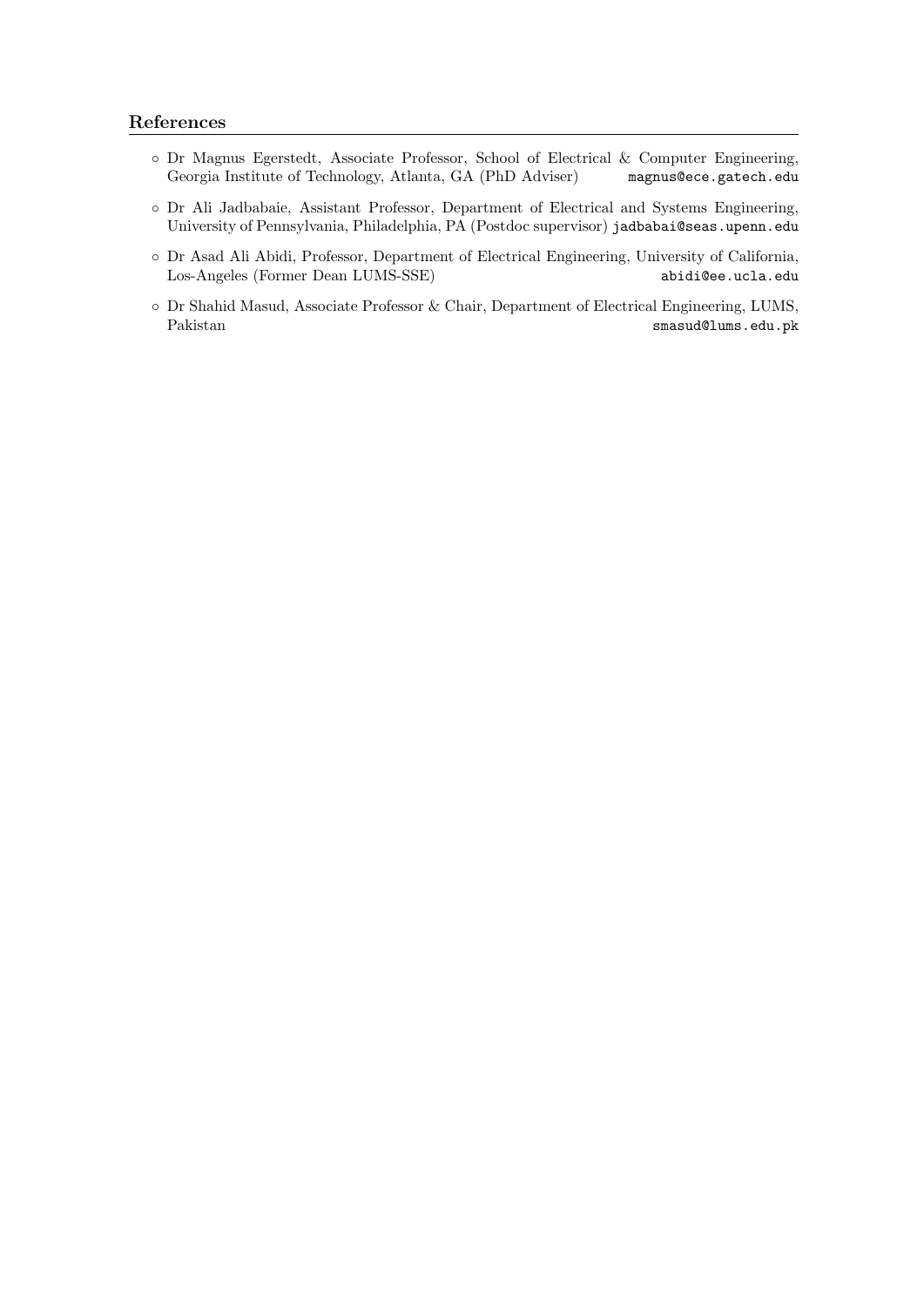## References

- Dr Magnus Egerstedt, Associate Professor, School of Electrical & Computer Engineering, Georgia Institute of Technology, Atlanta, GA (PhD Adviser) `magnus@ece.gatech.edu`
- Dr Ali Jadbabaie, Assistant Professor, Department of Electrical and Systems Engineering, University of Pennsylvania, Philadelphia, PA (Postdoc supervisor) `jadbabai@seas.upenn.edu`
- Dr Asad Ali Abidi, Professor, Department of Electrical Engineering, University of California, Los-Angeles (Former Dean LUMS-SSE) `abidi@ee.ucla.edu`
- Dr Shahid Masud, Associate Professor & Chair, Department of Electrical Engineering, LUMS, Pakistan `smasud@lums.edu.pk`